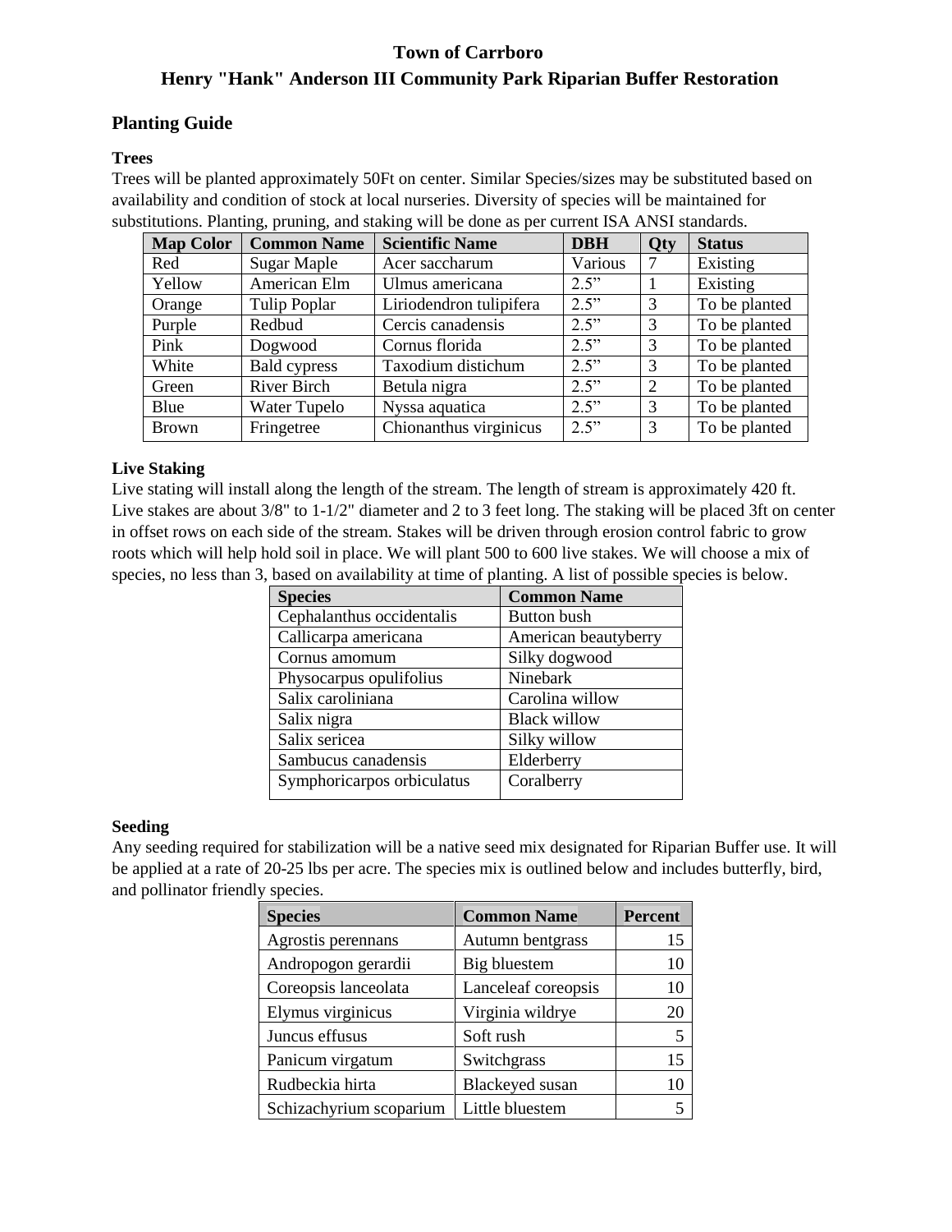# Town of Carrboro

# Henry "Hank" Anderson III Community Park Riparian Buffer Restoration

## Planting Guide

### Trees

Trees will be planted approximately 50Ft on center. Similar Species/sizes may be substituted based on availability and condition of stock at local nurseries. Diversity of species will be maintained for substitutions. Planting, pruning, and staking will be done as per current ISA ANSI standards.

| Map Color | Common Name | Scientific Name | DBH | Qty | Status |
|---|---|---|---|---|---|
| Red | Sugar Maple | Acer saccharum | Various | 7 | Existing |
| Yellow | American Elm | Ulmus americana | 2.5” | 1 | Existing |
| Orange | Tulip Poplar | Liriodendron tulipifera | 2.5” | 3 | To be planted |
| Purple | Redbud | Cercis canadensis | 2.5” | 3 | To be planted |
| Pink | Dogwood | Cornus florida | 2.5” | 3 | To be planted |
| White | Bald cypress | Taxodium distichum | 2.5” | 3 | To be planted |
| Green | River Birch | Betula nigra | 2.5” | 2 | To be planted |
| Blue | Water Tupelo | Nyssa aquatica | 2.5” | 3 | To be planted |
| Brown | Fringetree | Chionanthus virginicus | 2.5” | 3 | To be planted |

### Live Staking

Live stating will install along the length of the stream. The length of stream is approximately 420 ft. Live stakes are about 3/8" to 1-1/2" diameter and 2 to 3 feet long. The staking will be placed 3ft on center in offset rows on each side of the stream. Stakes will be driven through erosion control fabric to grow roots which will help hold soil in place. We will plant 500 to 600 live stakes. We will choose a mix of species, no less than 3, based on availability at time of planting. A list of possible species is below.

| Species | Common Name |
|---|---|
| Cephalanthus occidentalis | Button bush |
| Callicarpa americana | American beautyberry |
| Cornus amomum | Silky dogwood |
| Physocarpus opulifolius | Ninebark |
| Salix caroliniana | Carolina willow |
| Salix nigra | Black willow |
| Salix sericea | Silky willow |
| Sambucus canadensis | Elderberry |
| Symphoricarpos orbiculatus | Coralberry |

### Seeding

Any seeding required for stabilization will be a native seed mix designated for Riparian Buffer use. It will be applied at a rate of 20-25 lbs per acre. The species mix is outlined below and includes butterfly, bird, and pollinator friendly species.

| Species | Common Name | Percent |
|---|---|---|
| Agrostis perennans | Autumn bentgrass | 15 |
| Andropogon gerardii | Big bluestem | 10 |
| Coreopsis lanceolata | Lanceleaf coreopsis | 10 |
| Elymus virginicus | Virginia wildrye | 20 |
| Juncus effusus | Soft rush | 5 |
| Panicum virgatum | Switchgrass | 15 |
| Rudbeckia hirta | Blackeyed susan | 10 |
| Schizachyrium scoparium | Little bluestem | 5 |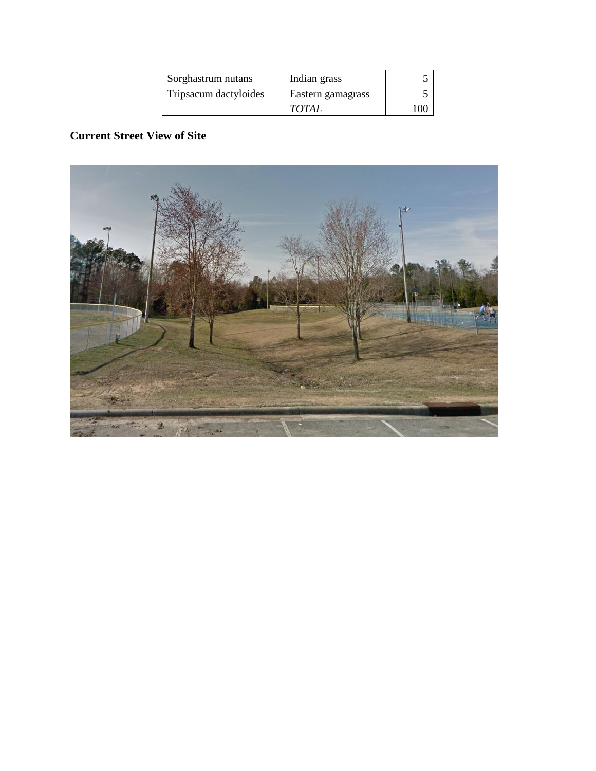| | | |
|---|---|---|
| Sorghastrum nutans | Indian grass | 5 |
| Tripsacum dactyloides | Eastern gamagrass | 5 |
| | *TOTAL* | 100 |

**Current Street View of Site**